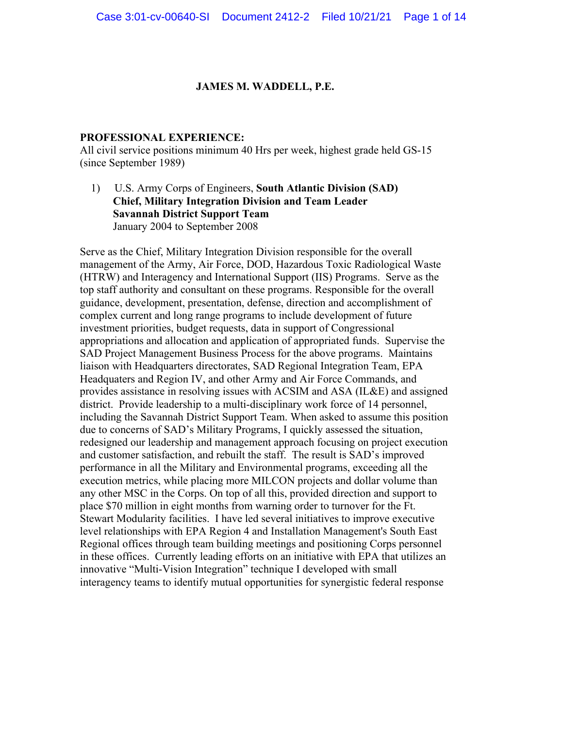**JAMES M. WADDELL, P.E.**

**PROFESSIONAL EXPERIENCE:**

All civil service positions minimum 40 Hrs per week, highest grade held GS-15 (since September 1989)

1) U.S. Army Corps of Engineers, **South Atlantic Division (SAD)**
   **Chief, Military Integration Division and Team Leader**
   **Savannah District Support Team**
   January 2004 to September 2008

Serve as the Chief, Military Integration Division responsible for the overall management of the Army, Air Force, DOD, Hazardous Toxic Radiological Waste (HTRW) and Interagency and International Support (IIS) Programs. Serve as the top staff authority and consultant on these programs. Responsible for the overall guidance, development, presentation, defense, direction and accomplishment of complex current and long range programs to include development of future investment priorities, budget requests, data in support of Congressional appropriations and allocation and application of appropriated funds. Supervise the SAD Project Management Business Process for the above programs. Maintains liaison with Headquarters directorates, SAD Regional Integration Team, EPA Headquaters and Region IV, and other Army and Air Force Commands, and provides assistance in resolving issues with ACSIM and ASA (IL&E) and assigned district. Provide leadership to a multi-disciplinary work force of 14 personnel, including the Savannah District Support Team. When asked to assume this position due to concerns of SAD's Military Programs, I quickly assessed the situation, redesigned our leadership and management approach focusing on project execution and customer satisfaction, and rebuilt the staff. The result is SAD's improved performance in all the Military and Environmental programs, exceeding all the execution metrics, while placing more MILCON projects and dollar volume than any other MSC in the Corps. On top of all this, provided direction and support to place $70 million in eight months from warning order to turnover for the Ft. Stewart Modularity facilities. I have led several initiatives to improve executive level relationships with EPA Region 4 and Installation Management's South East Regional offices through team building meetings and positioning Corps personnel in these offices. Currently leading efforts on an initiative with EPA that utilizes an innovative "Multi-Vision Integration" technique I developed with small interagency teams to identify mutual opportunities for synergistic federal response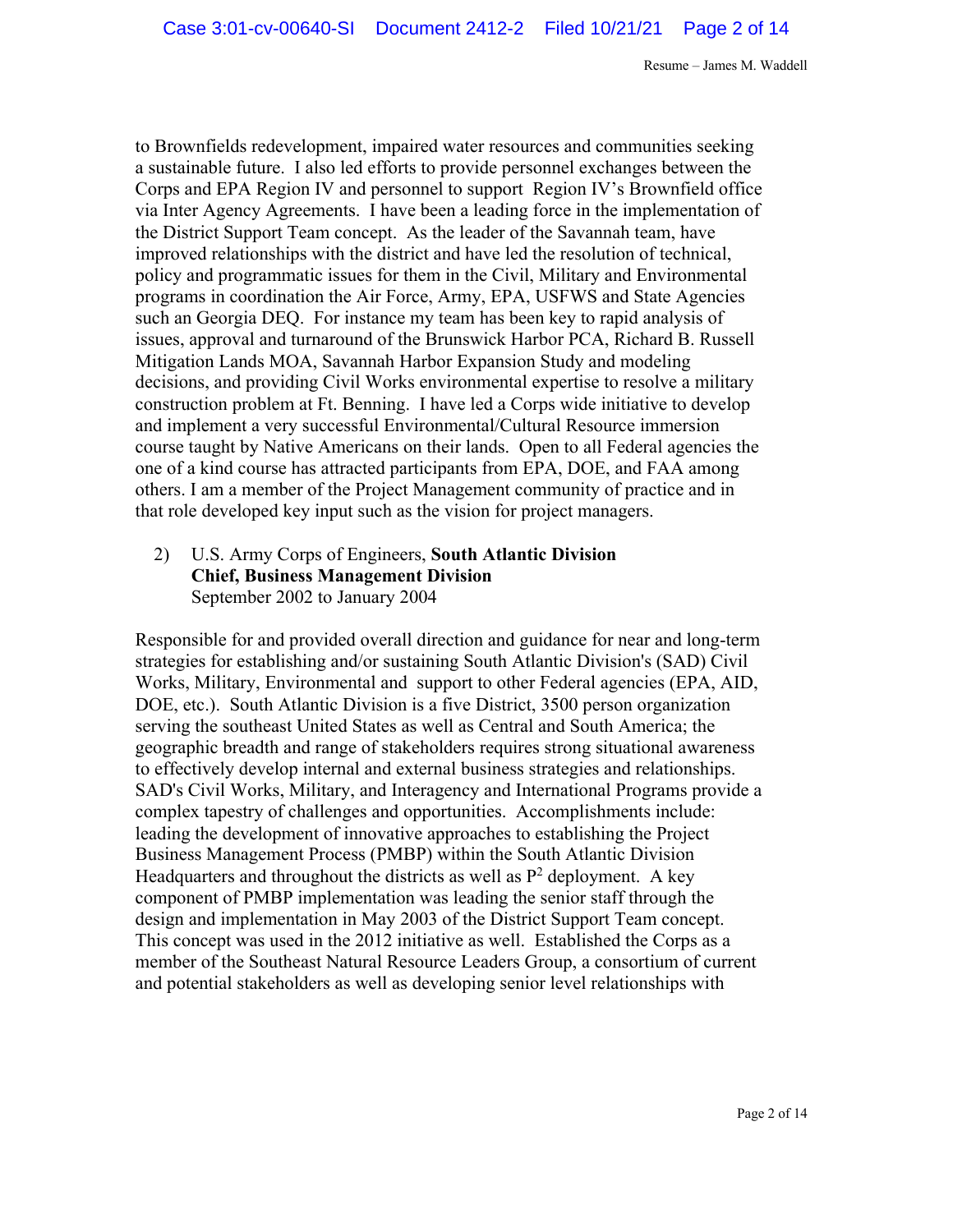to Brownfields redevelopment, impaired water resources and communities seeking a sustainable future. I also led efforts to provide personnel exchanges between the Corps and EPA Region IV and personnel to support Region IV's Brownfield office via Inter Agency Agreements. I have been a leading force in the implementation of the District Support Team concept. As the leader of the Savannah team, have improved relationships with the district and have led the resolution of technical, policy and programmatic issues for them in the Civil, Military and Environmental programs in coordination the Air Force, Army, EPA, USFWS and State Agencies such an Georgia DEQ. For instance my team has been key to rapid analysis of issues, approval and turnaround of the Brunswick Harbor PCA, Richard B. Russell Mitigation Lands MOA, Savannah Harbor Expansion Study and modeling decisions, and providing Civil Works environmental expertise to resolve a military construction problem at Ft. Benning. I have led a Corps wide initiative to develop and implement a very successful Environmental/Cultural Resource immersion course taught by Native Americans on their lands. Open to all Federal agencies the one of a kind course has attracted participants from EPA, DOE, and FAA among others. I am a member of the Project Management community of practice and in that role developed key input such as the vision for project managers.

2) U.S. Army Corps of Engineers, **South Atlantic Division**
   **Chief, Business Management Division**
   September 2002 to January 2004

Responsible for and provided overall direction and guidance for near and long-term strategies for establishing and/or sustaining South Atlantic Division's (SAD) Civil Works, Military, Environmental and support to other Federal agencies (EPA, AID, DOE, etc.). South Atlantic Division is a five District, 3500 person organization serving the southeast United States as well as Central and South America; the geographic breadth and range of stakeholders requires strong situational awareness to effectively develop internal and external business strategies and relationships. SAD's Civil Works, Military, and Interagency and International Programs provide a complex tapestry of challenges and opportunities. Accomplishments include: leading the development of innovative approaches to establishing the Project Business Management Process (PMBP) within the South Atlantic Division Headquarters and throughout the districts as well as $P^2$ deployment. A key component of PMBP implementation was leading the senior staff through the design and implementation in May 2003 of the District Support Team concept. This concept was used in the 2012 initiative as well. Established the Corps as a member of the Southeast Natural Resource Leaders Group, a consortium of current and potential stakeholders as well as developing senior level relationships with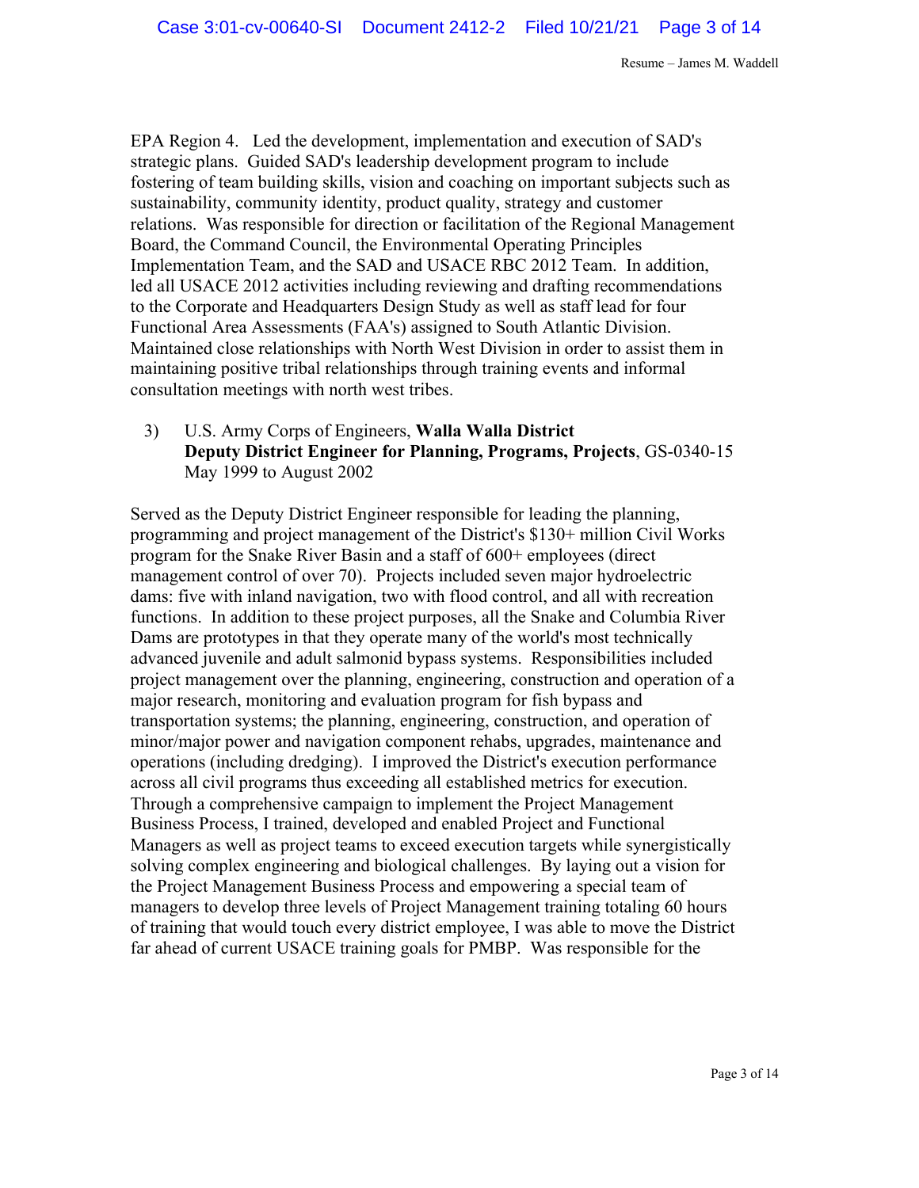EPA Region 4. Led the development, implementation and execution of SAD's strategic plans. Guided SAD's leadership development program to include fostering of team building skills, vision and coaching on important subjects such as sustainability, community identity, product quality, strategy and customer relations. Was responsible for direction or facilitation of the Regional Management Board, the Command Council, the Environmental Operating Principles Implementation Team, and the SAD and USACE RBC 2012 Team. In addition, led all USACE 2012 activities including reviewing and drafting recommendations to the Corporate and Headquarters Design Study as well as staff lead for four Functional Area Assessments (FAA's) assigned to South Atlantic Division. Maintained close relationships with North West Division in order to assist them in maintaining positive tribal relationships through training events and informal consultation meetings with north west tribes.

3) U.S. Army Corps of Engineers, **Walla Walla District**
   **Deputy District Engineer for Planning, Programs, Projects**, GS-0340-15
   May 1999 to August 2002

Served as the Deputy District Engineer responsible for leading the planning, programming and project management of the District's $130+ million Civil Works program for the Snake River Basin and a staff of 600+ employees (direct management control of over 70). Projects included seven major hydroelectric dams: five with inland navigation, two with flood control, and all with recreation functions. In addition to these project purposes, all the Snake and Columbia River Dams are prototypes in that they operate many of the world's most technically advanced juvenile and adult salmonid bypass systems. Responsibilities included project management over the planning, engineering, construction and operation of a major research, monitoring and evaluation program for fish bypass and transportation systems; the planning, engineering, construction, and operation of minor/major power and navigation component rehabs, upgrades, maintenance and operations (including dredging). I improved the District's execution performance across all civil programs thus exceeding all established metrics for execution. Through a comprehensive campaign to implement the Project Management Business Process, I trained, developed and enabled Project and Functional Managers as well as project teams to exceed execution targets while synergistically solving complex engineering and biological challenges. By laying out a vision for the Project Management Business Process and empowering a special team of managers to develop three levels of Project Management training totaling 60 hours of training that would touch every district employee, I was able to move the District far ahead of current USACE training goals for PMBP. Was responsible for the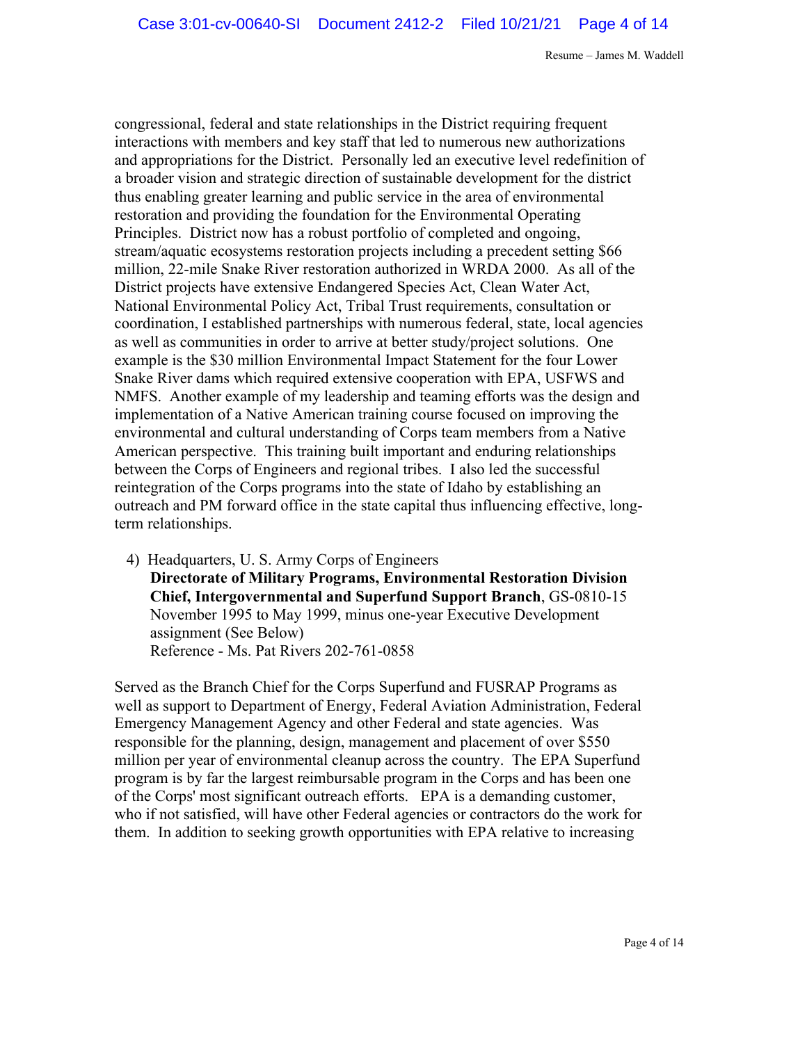congressional, federal and state relationships in the District requiring frequent interactions with members and key staff that led to numerous new authorizations and appropriations for the District. Personally led an executive level redefinition of a broader vision and strategic direction of sustainable development for the district thus enabling greater learning and public service in the area of environmental restoration and providing the foundation for the Environmental Operating Principles. District now has a robust portfolio of completed and ongoing, stream/aquatic ecosystems restoration projects including a precedent setting $66 million, 22-mile Snake River restoration authorized in WRDA 2000. As all of the District projects have extensive Endangered Species Act, Clean Water Act, National Environmental Policy Act, Tribal Trust requirements, consultation or coordination, I established partnerships with numerous federal, state, local agencies as well as communities in order to arrive at better study/project solutions. One example is the $30 million Environmental Impact Statement for the four Lower Snake River dams which required extensive cooperation with EPA, USFWS and NMFS. Another example of my leadership and teaming efforts was the design and implementation of a Native American training course focused on improving the environmental and cultural understanding of Corps team members from a Native American perspective. This training built important and enduring relationships between the Corps of Engineers and regional tribes. I also led the successful reintegration of the Corps programs into the state of Idaho by establishing an outreach and PM forward office in the state capital thus influencing effective, long-term relationships.

4) Headquarters, U. S. Army Corps of Engineers
   **Directorate of Military Programs, Environmental Restoration Division**
   **Chief, Intergovernmental and Superfund Support Branch**, GS-0810-15
   November 1995 to May 1999, minus one-year Executive Development assignment (See Below)
   Reference - Ms. Pat Rivers 202-761-0858

Served as the Branch Chief for the Corps Superfund and FUSRAP Programs as well as support to Department of Energy, Federal Aviation Administration, Federal Emergency Management Agency and other Federal and state agencies. Was responsible for the planning, design, management and placement of over $550 million per year of environmental cleanup across the country. The EPA Superfund program is by far the largest reimbursable program in the Corps and has been one of the Corps' most significant outreach efforts. EPA is a demanding customer, who if not satisfied, will have other Federal agencies or contractors do the work for them. In addition to seeking growth opportunities with EPA relative to increasing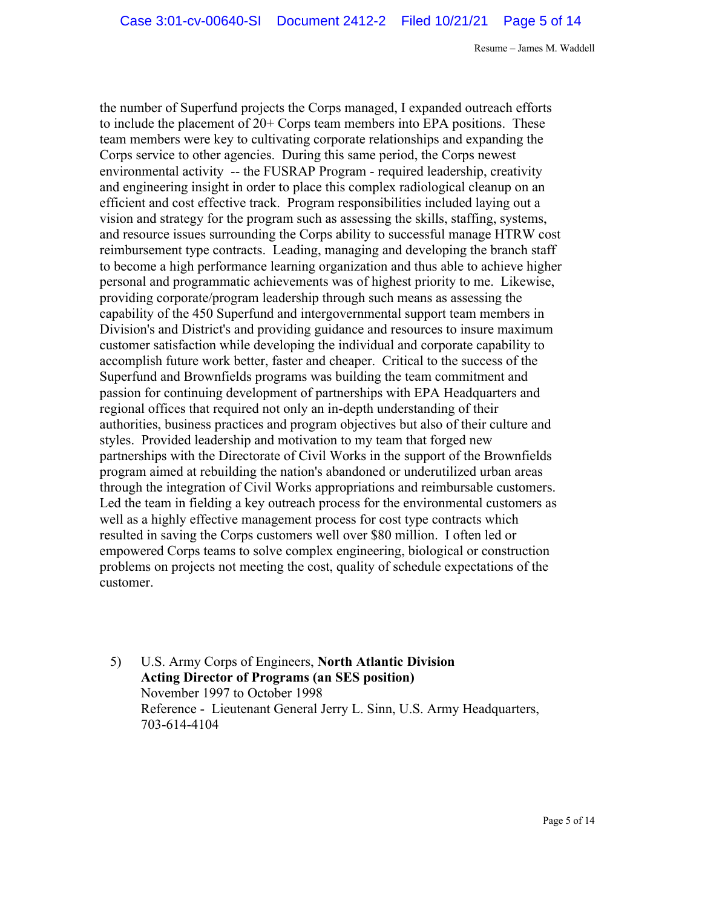the number of Superfund projects the Corps managed, I expanded outreach efforts to include the placement of 20+ Corps team members into EPA positions. These team members were key to cultivating corporate relationships and expanding the Corps service to other agencies. During this same period, the Corps newest environmental activity -- the FUSRAP Program - required leadership, creativity and engineering insight in order to place this complex radiological cleanup on an efficient and cost effective track. Program responsibilities included laying out a vision and strategy for the program such as assessing the skills, staffing, systems, and resource issues surrounding the Corps ability to successful manage HTRW cost reimbursement type contracts. Leading, managing and developing the branch staff to become a high performance learning organization and thus able to achieve higher personal and programmatic achievements was of highest priority to me. Likewise, providing corporate/program leadership through such means as assessing the capability of the 450 Superfund and intergovernmental support team members in Division's and District's and providing guidance and resources to insure maximum customer satisfaction while developing the individual and corporate capability to accomplish future work better, faster and cheaper. Critical to the success of the Superfund and Brownfields programs was building the team commitment and passion for continuing development of partnerships with EPA Headquarters and regional offices that required not only an in-depth understanding of their authorities, business practices and program objectives but also of their culture and styles. Provided leadership and motivation to my team that forged new partnerships with the Directorate of Civil Works in the support of the Brownfields program aimed at rebuilding the nation's abandoned or underutilized urban areas through the integration of Civil Works appropriations and reimbursable customers. Led the team in fielding a key outreach process for the environmental customers as well as a highly effective management process for cost type contracts which resulted in saving the Corps customers well over $80 million. I often led or empowered Corps teams to solve complex engineering, biological or construction problems on projects not meeting the cost, quality of schedule expectations of the customer.

5) U.S. Army Corps of Engineers, **North Atlantic Division**
   **Acting Director of Programs (an SES position)**
   November 1997 to October 1998
   Reference - Lieutenant General Jerry L. Sinn, U.S. Army Headquarters, 703-614-4104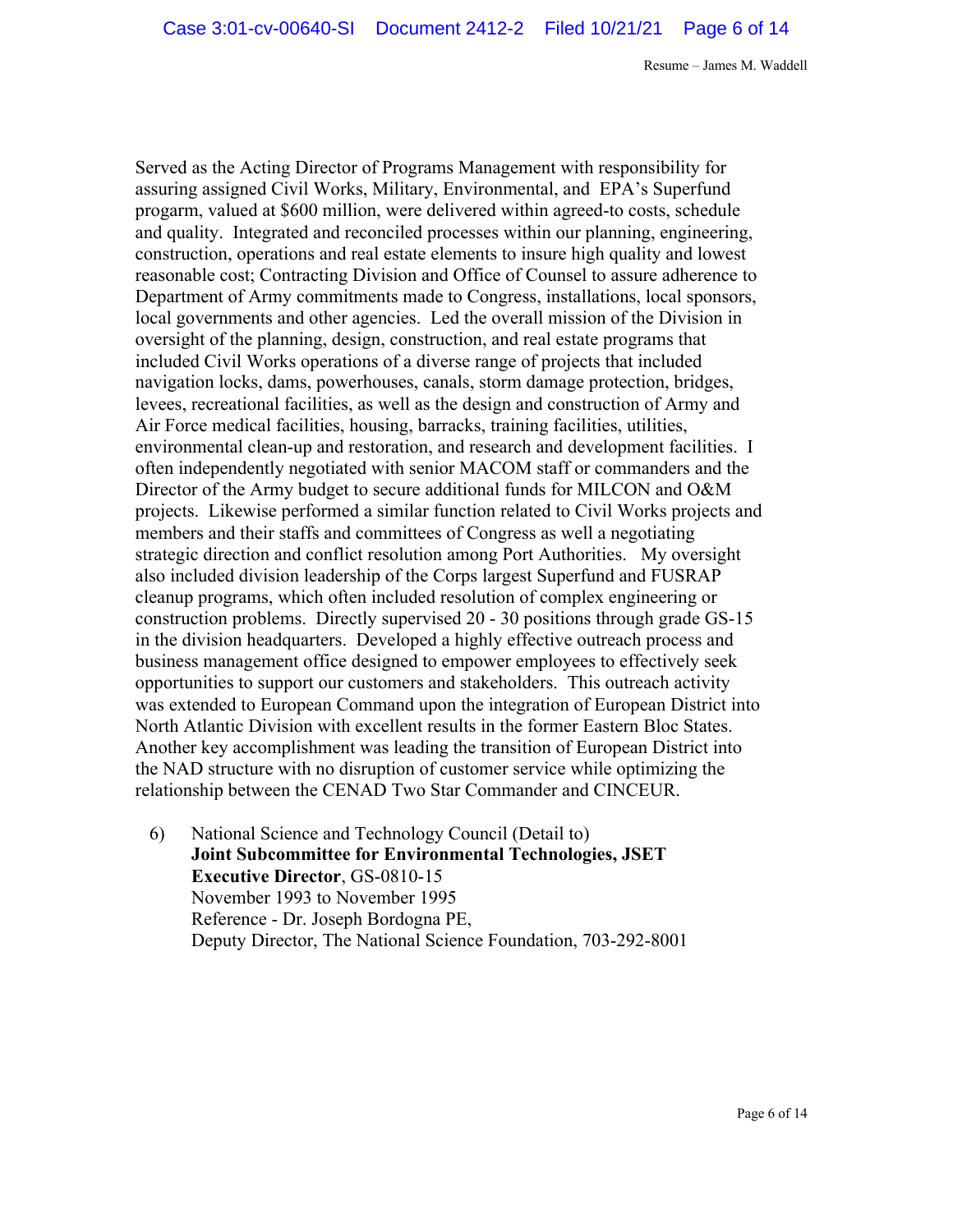Served as the Acting Director of Programs Management with responsibility for assuring assigned Civil Works, Military, Environmental, and EPA's Superfund progarm, valued at $600 million, were delivered within agreed-to costs, schedule and quality. Integrated and reconciled processes within our planning, engineering, construction, operations and real estate elements to insure high quality and lowest reasonable cost; Contracting Division and Office of Counsel to assure adherence to Department of Army commitments made to Congress, installations, local sponsors, local governments and other agencies. Led the overall mission of the Division in oversight of the planning, design, construction, and real estate programs that included Civil Works operations of a diverse range of projects that included navigation locks, dams, powerhouses, canals, storm damage protection, bridges, levees, recreational facilities, as well as the design and construction of Army and Air Force medical facilities, housing, barracks, training facilities, utilities, environmental clean-up and restoration, and research and development facilities. I often independently negotiated with senior MACOM staff or commanders and the Director of the Army budget to secure additional funds for MILCON and O&M projects. Likewise performed a similar function related to Civil Works projects and members and their staffs and committees of Congress as well a negotiating strategic direction and conflict resolution among Port Authorities. My oversight also included division leadership of the Corps largest Superfund and FUSRAP cleanup programs, which often included resolution of complex engineering or construction problems. Directly supervised 20 - 30 positions through grade GS-15 in the division headquarters. Developed a highly effective outreach process and business management office designed to empower employees to effectively seek opportunities to support our customers and stakeholders. This outreach activity was extended to European Command upon the integration of European District into North Atlantic Division with excellent results in the former Eastern Bloc States. Another key accomplishment was leading the transition of European District into the NAD structure with no disruption of customer service while optimizing the relationship between the CENAD Two Star Commander and CINCEUR.

6) National Science and Technology Council (Detail to)
   **Joint Subcommittee for Environmental Technologies, JSET Executive Director**, GS-0810-15
   November 1993 to November 1995
   Reference - Dr. Joseph Bordogna PE,
   Deputy Director, The National Science Foundation, 703-292-8001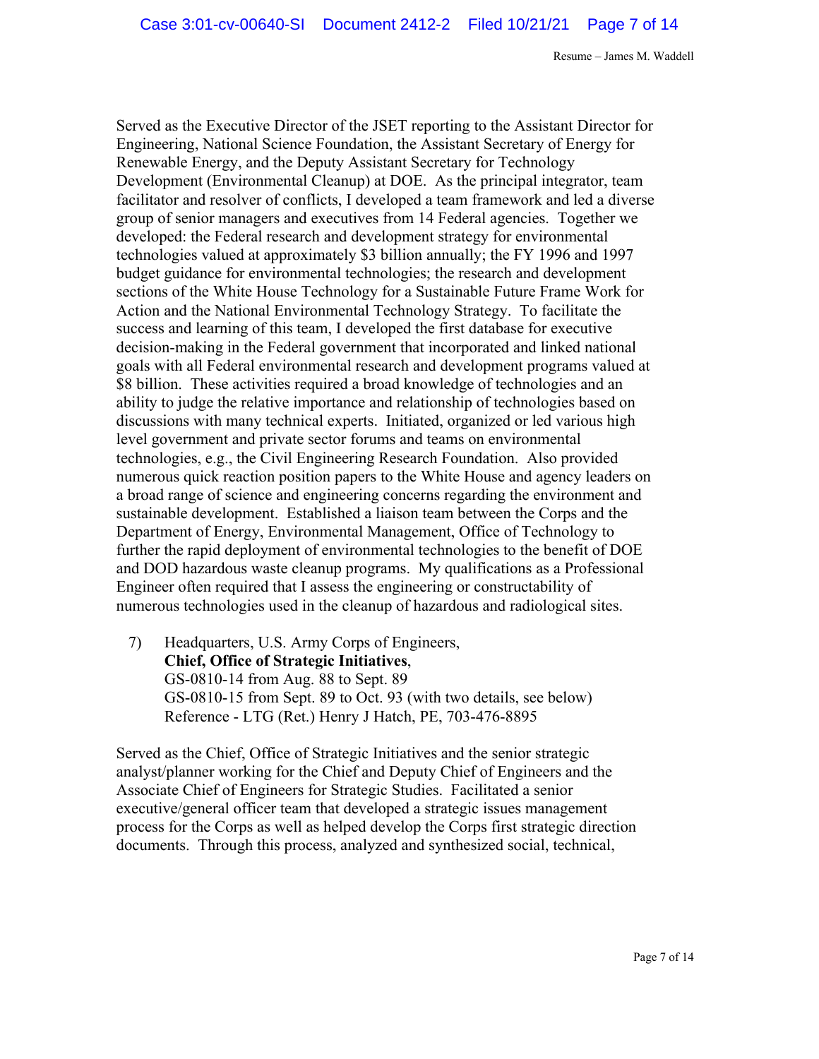Served as the Executive Director of the JSET reporting to the Assistant Director for Engineering, National Science Foundation, the Assistant Secretary of Energy for Renewable Energy, and the Deputy Assistant Secretary for Technology Development (Environmental Cleanup) at DOE. As the principal integrator, team facilitator and resolver of conflicts, I developed a team framework and led a diverse group of senior managers and executives from 14 Federal agencies. Together we developed: the Federal research and development strategy for environmental technologies valued at approximately $3 billion annually; the FY 1996 and 1997 budget guidance for environmental technologies; the research and development sections of the White House Technology for a Sustainable Future Frame Work for Action and the National Environmental Technology Strategy. To facilitate the success and learning of this team, I developed the first database for executive decision-making in the Federal government that incorporated and linked national goals with all Federal environmental research and development programs valued at $8 billion. These activities required a broad knowledge of technologies and an ability to judge the relative importance and relationship of technologies based on discussions with many technical experts. Initiated, organized or led various high level government and private sector forums and teams on environmental technologies, e.g., the Civil Engineering Research Foundation. Also provided numerous quick reaction position papers to the White House and agency leaders on a broad range of science and engineering concerns regarding the environment and sustainable development. Established a liaison team between the Corps and the Department of Energy, Environmental Management, Office of Technology to further the rapid deployment of environmental technologies to the benefit of DOE and DOD hazardous waste cleanup programs. My qualifications as a Professional Engineer often required that I assess the engineering or constructability of numerous technologies used in the cleanup of hazardous and radiological sites.

7) Headquarters, U.S. Army Corps of Engineers,
   **Chief, Office of Strategic Initiatives**,
   GS-0810-14 from Aug. 88 to Sept. 89
   GS-0810-15 from Sept. 89 to Oct. 93 (with two details, see below)
   Reference - LTG (Ret.) Henry J Hatch, PE, 703-476-8895

Served as the Chief, Office of Strategic Initiatives and the senior strategic analyst/planner working for the Chief and Deputy Chief of Engineers and the Associate Chief of Engineers for Strategic Studies. Facilitated a senior executive/general officer team that developed a strategic issues management process for the Corps as well as helped develop the Corps first strategic direction documents. Through this process, analyzed and synthesized social, technical,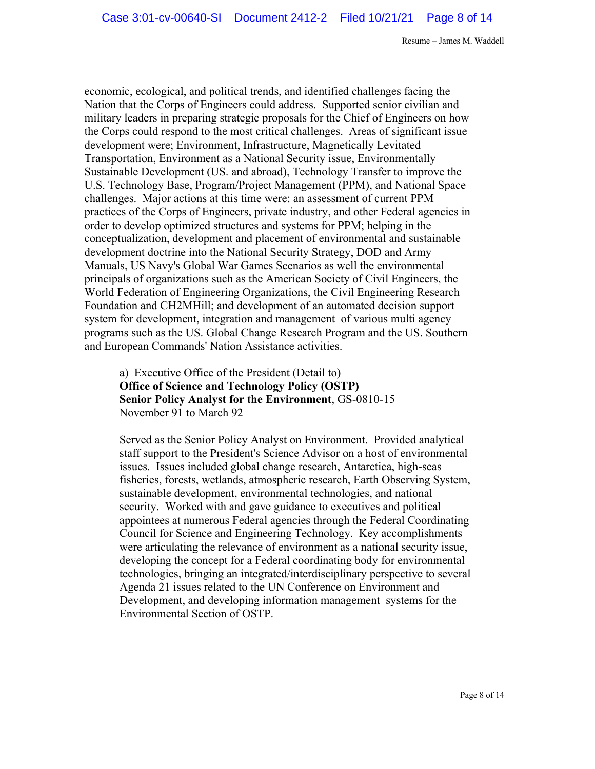economic, ecological, and political trends, and identified challenges facing the Nation that the Corps of Engineers could address. Supported senior civilian and military leaders in preparing strategic proposals for the Chief of Engineers on how the Corps could respond to the most critical challenges. Areas of significant issue development were; Environment, Infrastructure, Magnetically Levitated Transportation, Environment as a National Security issue, Environmentally Sustainable Development (US. and abroad), Technology Transfer to improve the U.S. Technology Base, Program/Project Management (PPM), and National Space challenges. Major actions at this time were: an assessment of current PPM practices of the Corps of Engineers, private industry, and other Federal agencies in order to develop optimized structures and systems for PPM; helping in the conceptualization, development and placement of environmental and sustainable development doctrine into the National Security Strategy, DOD and Army Manuals, US Navy's Global War Games Scenarios as well the environmental principals of organizations such as the American Society of Civil Engineers, the World Federation of Engineering Organizations, the Civil Engineering Research Foundation and CH2MHill; and development of an automated decision support system for development, integration and management of various multi agency programs such as the US. Global Change Research Program and the US. Southern and European Commands' Nation Assistance activities.

a) Executive Office of the President (Detail to)
**Office of Science and Technology Policy (OSTP)**
**Senior Policy Analyst for the Environment**, GS-0810-15
November 91 to March 92

Served as the Senior Policy Analyst on Environment. Provided analytical staff support to the President's Science Advisor on a host of environmental issues. Issues included global change research, Antarctica, high-seas fisheries, forests, wetlands, atmospheric research, Earth Observing System, sustainable development, environmental technologies, and national security. Worked with and gave guidance to executives and political appointees at numerous Federal agencies through the Federal Coordinating Council for Science and Engineering Technology. Key accomplishments were articulating the relevance of environment as a national security issue, developing the concept for a Federal coordinating body for environmental technologies, bringing an integrated/interdisciplinary perspective to several Agenda 21 issues related to the UN Conference on Environment and Development, and developing information management systems for the Environmental Section of OSTP.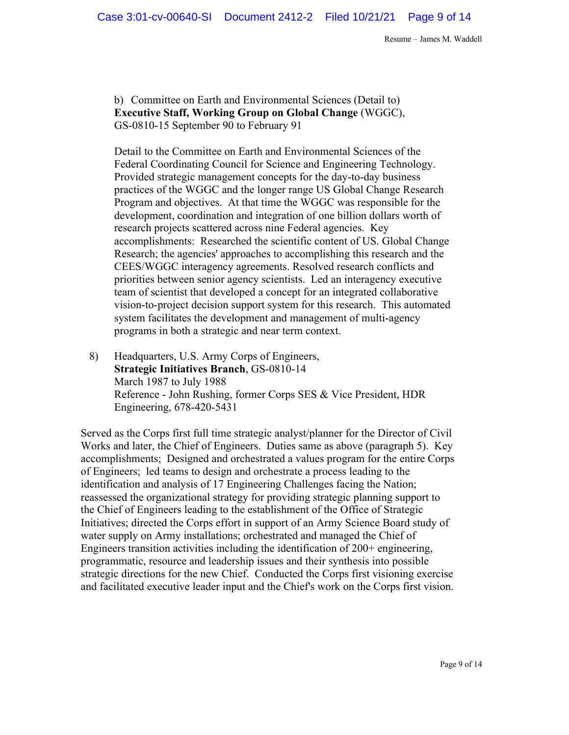b) Committee on Earth and Environmental Sciences (Detail to) **Executive Staff, Working Group on Global Change** (WGGC), GS-0810-15 September 90 to February 91

Detail to the Committee on Earth and Environmental Sciences of the Federal Coordinating Council for Science and Engineering Technology. Provided strategic management concepts for the day-to-day business practices of the WGGC and the longer range US Global Change Research Program and objectives. At that time the WGGC was responsible for the development, coordination and integration of one billion dollars worth of research projects scattered across nine Federal agencies. Key accomplishments: Researched the scientific content of US. Global Change Research; the agencies' approaches to accomplishing this research and the CEES/WGGC interagency agreements. Resolved research conflicts and priorities between senior agency scientists. Led an interagency executive team of scientist that developed a concept for an integrated collaborative vision-to-project decision support system for this research. This automated system facilitates the development and management of multi-agency programs in both a strategic and near term context.

8) Headquarters, U.S. Army Corps of Engineers, **Strategic Initiatives Branch**, GS-0810-14
March 1987 to July 1988
Reference - John Rushing, former Corps SES & Vice President, HDR Engineering, 678-420-5431

Served as the Corps first full time strategic analyst/planner for the Director of Civil Works and later, the Chief of Engineers. Duties same as above (paragraph 5). Key accomplishments; Designed and orchestrated a values program for the entire Corps of Engineers; led teams to design and orchestrate a process leading to the identification and analysis of 17 Engineering Challenges facing the Nation; reassessed the organizational strategy for providing strategic planning support to the Chief of Engineers leading to the establishment of the Office of Strategic Initiatives; directed the Corps effort in support of an Army Science Board study of water supply on Army installations; orchestrated and managed the Chief of Engineers transition activities including the identification of 200+ engineering, programmatic, resource and leadership issues and their synthesis into possible strategic directions for the new Chief. Conducted the Corps first visioning exercise and facilitated executive leader input and the Chief's work on the Corps first vision.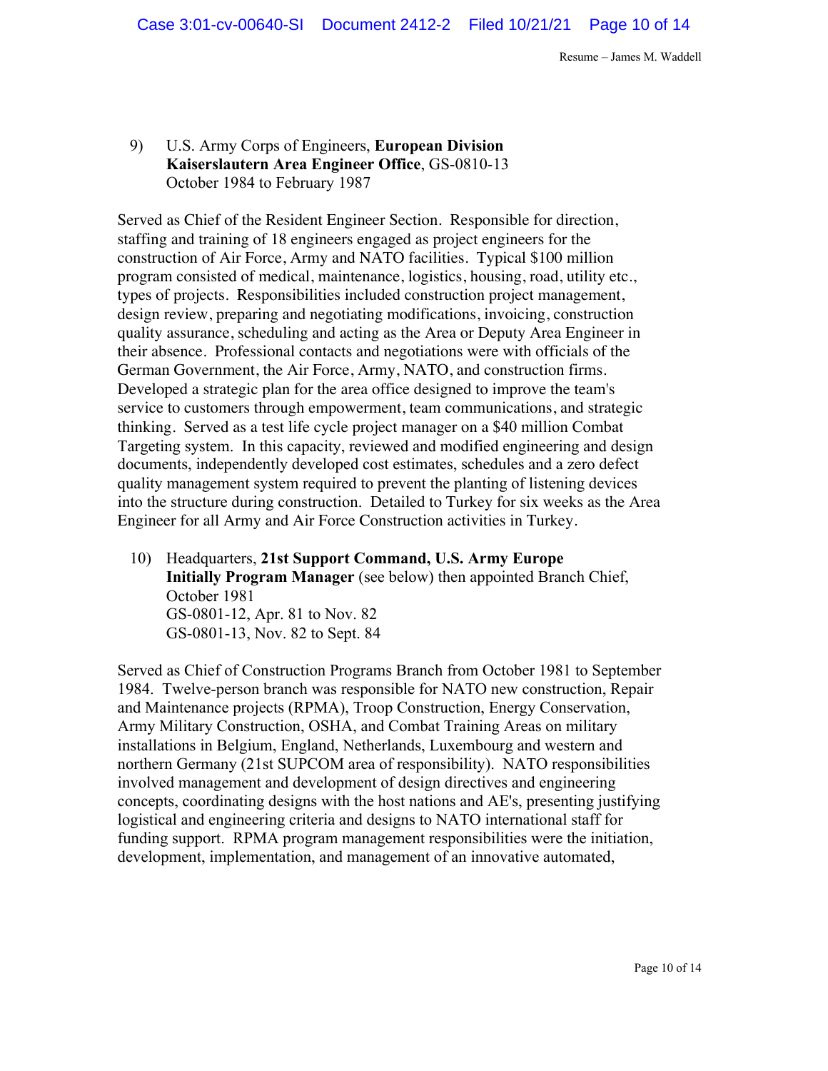9) U.S. Army Corps of Engineers, **European Division**
**Kaiserslautern Area Engineer Office**, GS-0810-13
October 1984 to February 1987

Served as Chief of the Resident Engineer Section. Responsible for direction, staffing and training of 18 engineers engaged as project engineers for the construction of Air Force, Army and NATO facilities. Typical $100 million program consisted of medical, maintenance, logistics, housing, road, utility etc., types of projects. Responsibilities included construction project management, design review, preparing and negotiating modifications, invoicing, construction quality assurance, scheduling and acting as the Area or Deputy Area Engineer in their absence. Professional contacts and negotiations were with officials of the German Government, the Air Force, Army, NATO, and construction firms. Developed a strategic plan for the area office designed to improve the team's service to customers through empowerment, team communications, and strategic thinking. Served as a test life cycle project manager on a $40 million Combat Targeting system. In this capacity, reviewed and modified engineering and design documents, independently developed cost estimates, schedules and a zero defect quality management system required to prevent the planting of listening devices into the structure during construction. Detailed to Turkey for six weeks as the Area Engineer for all Army and Air Force Construction activities in Turkey.

10) Headquarters, **21st Support Command, U.S. Army Europe**
**Initially Program Manager** (see below) then appointed Branch Chief, October 1981
GS-0801-12, Apr. 81 to Nov. 82
GS-0801-13, Nov. 82 to Sept. 84

Served as Chief of Construction Programs Branch from October 1981 to September 1984. Twelve-person branch was responsible for NATO new construction, Repair and Maintenance projects (RPMA), Troop Construction, Energy Conservation, Army Military Construction, OSHA, and Combat Training Areas on military installations in Belgium, England, Netherlands, Luxembourg and western and northern Germany (21st SUPCOM area of responsibility). NATO responsibilities involved management and development of design directives and engineering concepts, coordinating designs with the host nations and AE's, presenting justifying logistical and engineering criteria and designs to NATO international staff for funding support. RPMA program management responsibilities were the initiation, development, implementation, and management of an innovative automated,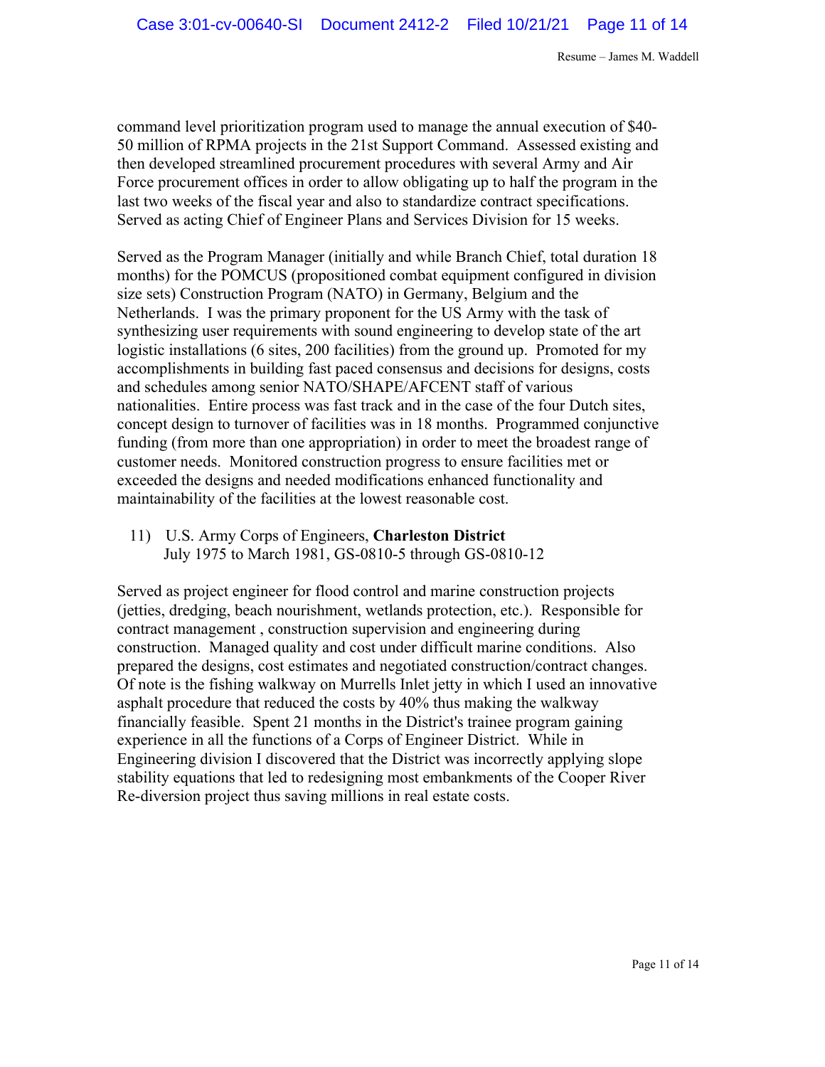command level prioritization program used to manage the annual execution of $40-50 million of RPMA projects in the 21st Support Command. Assessed existing and then developed streamlined procurement procedures with several Army and Air Force procurement offices in order to allow obligating up to half the program in the last two weeks of the fiscal year and also to standardize contract specifications. Served as acting Chief of Engineer Plans and Services Division for 15 weeks.

Served as the Program Manager (initially and while Branch Chief, total duration 18 months) for the POMCUS (propositioned combat equipment configured in division size sets) Construction Program (NATO) in Germany, Belgium and the Netherlands. I was the primary proponent for the US Army with the task of synthesizing user requirements with sound engineering to develop state of the art logistic installations (6 sites, 200 facilities) from the ground up. Promoted for my accomplishments in building fast paced consensus and decisions for designs, costs and schedules among senior NATO/SHAPE/AFCENT staff of various nationalities. Entire process was fast track and in the case of the four Dutch sites, concept design to turnover of facilities was in 18 months. Programmed conjunctive funding (from more than one appropriation) in order to meet the broadest range of customer needs. Monitored construction progress to ensure facilities met or exceeded the designs and needed modifications enhanced functionality and maintainability of the facilities at the lowest reasonable cost.

11) U.S. Army Corps of Engineers, **Charleston District**
    July 1975 to March 1981, GS-0810-5 through GS-0810-12

Served as project engineer for flood control and marine construction projects (jetties, dredging, beach nourishment, wetlands protection, etc.). Responsible for contract management , construction supervision and engineering during construction. Managed quality and cost under difficult marine conditions. Also prepared the designs, cost estimates and negotiated construction/contract changes. Of note is the fishing walkway on Murrells Inlet jetty in which I used an innovative asphalt procedure that reduced the costs by 40% thus making the walkway financially feasible. Spent 21 months in the District's trainee program gaining experience in all the functions of a Corps of Engineer District. While in Engineering division I discovered that the District was incorrectly applying slope stability equations that led to redesigning most embankments of the Cooper River Re-diversion project thus saving millions in real estate costs.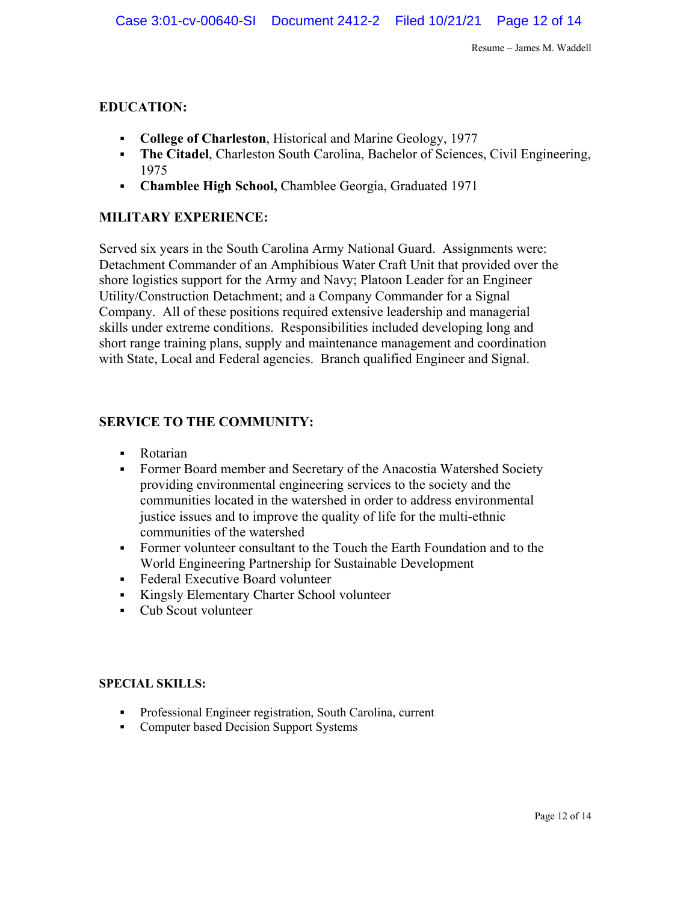## EDUCATION:

- **College of Charleston**, Historical and Marine Geology, 1977
- **The Citadel**, Charleston South Carolina, Bachelor of Sciences, Civil Engineering, 1975
- **Chamblee High School,** Chamblee Georgia, Graduated 1971

## MILITARY EXPERIENCE:

Served six years in the South Carolina Army National Guard. Assignments were: Detachment Commander of an Amphibious Water Craft Unit that provided over the shore logistics support for the Army and Navy; Platoon Leader for an Engineer Utility/Construction Detachment; and a Company Commander for a Signal Company. All of these positions required extensive leadership and managerial skills under extreme conditions. Responsibilities included developing long and short range training plans, supply and maintenance management and coordination with State, Local and Federal agencies. Branch qualified Engineer and Signal.

## SERVICE TO THE COMMUNITY:

- Rotarian
- Former Board member and Secretary of the Anacostia Watershed Society providing environmental engineering services to the society and the communities located in the watershed in order to address environmental justice issues and to improve the quality of life for the multi-ethnic communities of the watershed
- Former volunteer consultant to the Touch the Earth Foundation and to the World Engineering Partnership for Sustainable Development
- Federal Executive Board volunteer
- Kingsly Elementary Charter School volunteer
- Cub Scout volunteer

## SPECIAL SKILLS:

- Professional Engineer registration, South Carolina, current
- Computer based Decision Support Systems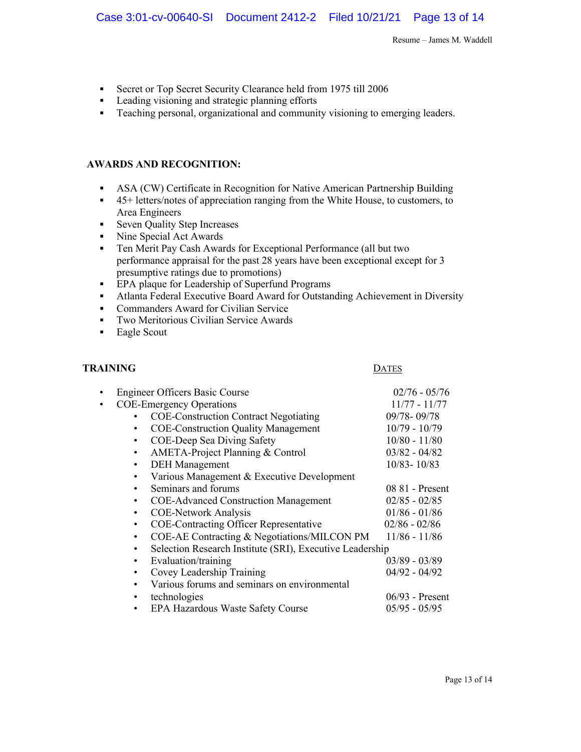- Secret or Top Secret Security Clearance held from 1975 till 2006
- Leading visioning and strategic planning efforts
- Teaching personal, organizational and community visioning to emerging leaders.

**AWARDS AND RECOGNITION:**

- ASA (CW) Certificate in Recognition for Native American Partnership Building
- 45+ letters/notes of appreciation ranging from the White House, to customers, to Area Engineers
- Seven Quality Step Increases
- Nine Special Act Awards
- Ten Merit Pay Cash Awards for Exceptional Performance (all but two performance appraisal for the past 28 years have been exceptional except for 3 presumptive ratings due to promotions)
- EPA plaque for Leadership of Superfund Programs
- Atlanta Federal Executive Board Award for Outstanding Achievement in Diversity
- Commanders Award for Civilian Service
- Two Meritorious Civilian Service Awards
- Eagle Scout

| **TRAINING** | DATES |
|---|---|
| • Engineer Officers Basic Course | 02/76 - 05/76 |
| • COE-Emergency Operations | 11/77 - 11/77 |
| • COE-Construction Contract Negotiating | 09/78- 09/78 |
| • COE-Construction Quality Management | 10/79 - 10/79 |
| • COE-Deep Sea Diving Safety | 10/80 - 11/80 |
| • AMETA-Project Planning & Control | 03/82 - 04/82 |
| • DEH Management | 10/83- 10/83 |
| • Various Management & Executive Development | |
| • Seminars and forums | 08 81 - Present |
| • COE-Advanced Construction Management | 02/85 - 02/85 |
| • COE-Network Analysis | 01/86 - 01/86 |
| • COE-Contracting Officer Representative | 02/86 - 02/86 |
| • COE-AE Contracting & Negotiations/MILCON PM | 11/86 - 11/86 |
| • Selection Research Institute (SRI), Executive Leadership | |
| • Evaluation/training | 03/89 - 03/89 |
| • Covey Leadership Training | 04/92 - 04/92 |
| • Various forums and seminars on environmental | |
| • technologies | 06/93 - Present |
| • EPA Hazardous Waste Safety Course | 05/95 - 05/95 |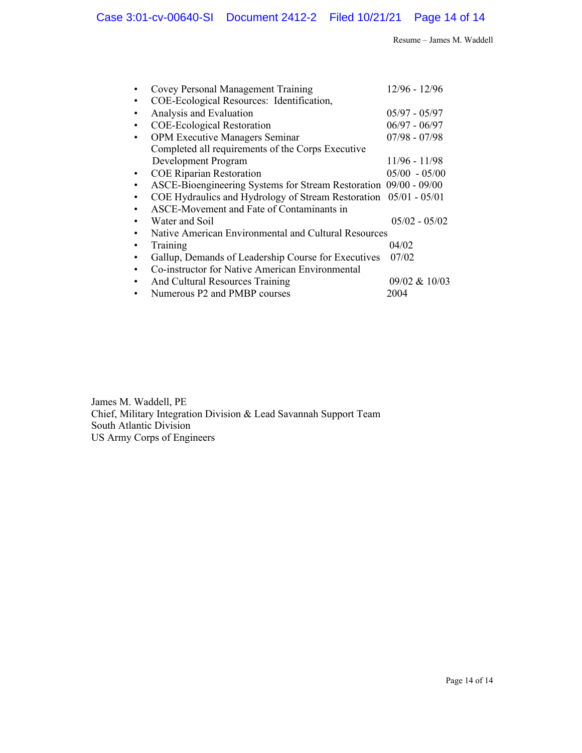- Covey Personal Management Training 12/96 - 12/96
- COE-Ecological Resources: Identification,
- Analysis and Evaluation 05/97 - 05/97
- COE-Ecological Restoration 06/97 - 06/97
- OPM Executive Managers Seminar 07/98 - 07/98
  Completed all requirements of the Corps Executive Development Program 11/96 - 11/98
- COE Riparian Restoration 05/00 - 05/00
- ASCE-Bioengineering Systems for Stream Restoration 09/00 - 09/00
- COE Hydraulics and Hydrology of Stream Restoration 05/01 - 05/01
- ASCE-Movement and Fate of Contaminants in
- Water and Soil 05/02 - 05/02
- Native American Environmental and Cultural Resources
- Training 04/02
- Gallup, Demands of Leadership Course for Executives 07/02
- Co-instructor for Native American Environmental
- And Cultural Resources Training 09/02 & 10/03
- Numerous P2 and PMBP courses 2004

James M. Waddell, PE
Chief, Military Integration Division & Lead Savannah Support Team
South Atlantic Division
US Army Corps of Engineers